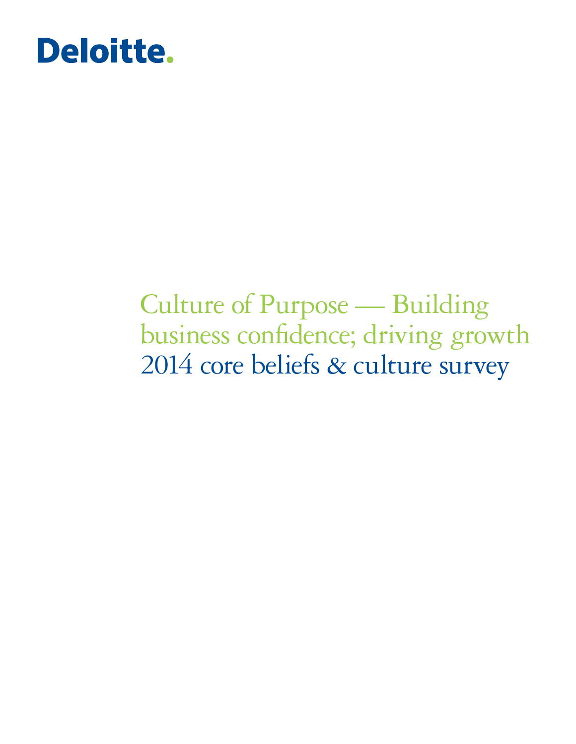Deloitte.

# Culture of Purpose — Building business confidence; driving growth

## 2014 core beliefs & culture survey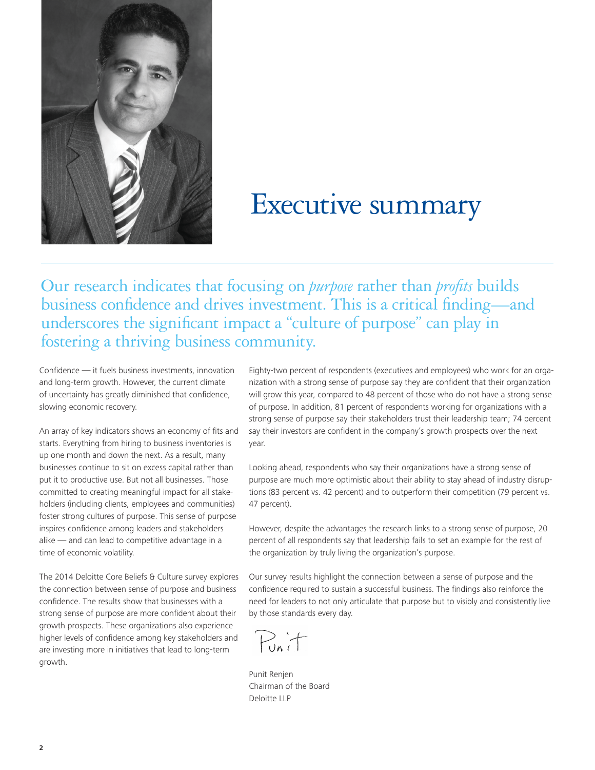# Executive summary

## Our research indicates that focusing on *purpose* rather than *profits* builds business confidence and drives investment. This is a critical finding—and underscores the significant impact a "culture of purpose" can play in fostering a thriving business community.

Confidence — it fuels business investments, innovation and long-term growth. However, the current climate of uncertainty has greatly diminished that confidence, slowing economic recovery.

An array of key indicators shows an economy of fits and starts. Everything from hiring to business inventories is up one month and down the next. As a result, many businesses continue to sit on excess capital rather than put it to productive use. But not all businesses. Those committed to creating meaningful impact for all stakeholders (including clients, employees and communities) foster strong cultures of purpose. This sense of purpose inspires confidence among leaders and stakeholders alike — and can lead to competitive advantage in a time of economic volatility.

The 2014 Deloitte Core Beliefs & Culture survey explores the connection between sense of purpose and business confidence. The results show that businesses with a strong sense of purpose are more confident about their growth prospects. These organizations also experience higher levels of confidence among key stakeholders and are investing more in initiatives that lead to long-term growth.

Eighty-two percent of respondents (executives and employees) who work for an organization with a strong sense of purpose say they are confident that their organization will grow this year, compared to 48 percent of those who do not have a strong sense of purpose. In addition, 81 percent of respondents working for organizations with a strong sense of purpose say their stakeholders trust their leadership team; 74 percent say their investors are confident in the company's growth prospects over the next year.

Looking ahead, respondents who say their organizations have a strong sense of purpose are much more optimistic about their ability to stay ahead of industry disruptions (83 percent vs. 42 percent) and to outperform their competition (79 percent vs. 47 percent).

However, despite the advantages the research links to a strong sense of purpose, 20 percent of all respondents say that leadership fails to set an example for the rest of the organization by truly living the organization's purpose.

Our survey results highlight the connection between a sense of purpose and the confidence required to sustain a successful business. The findings also reinforce the need for leaders to not only articulate that purpose but to visibly and consistently live by those standards every day.

Punit

Punit Renjen
Chairman of the Board
Deloitte LLP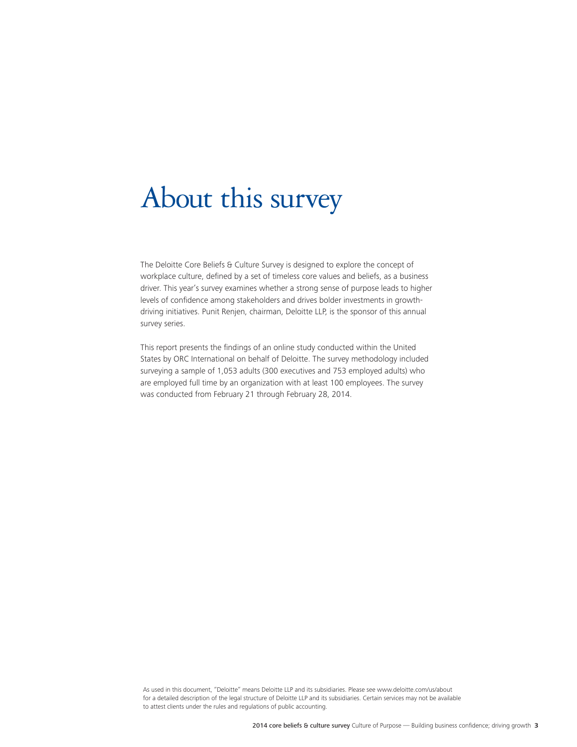# About this survey

The Deloitte Core Beliefs & Culture Survey is designed to explore the concept of workplace culture, defined by a set of timeless core values and beliefs, as a business driver. This year's survey examines whether a strong sense of purpose leads to higher levels of confidence among stakeholders and drives bolder investments in growth-driving initiatives. Punit Renjen, chairman, Deloitte LLP, is the sponsor of this annual survey series.

This report presents the findings of an online study conducted within the United States by ORC International on behalf of Deloitte. The survey methodology included surveying a sample of 1,053 adults (300 executives and 753 employed adults) who are employed full time by an organization with at least 100 employees. The survey was conducted from February 21 through February 28, 2014.

As used in this document, "Deloitte" means Deloitte LLP and its subsidiaries. Please see www.deloitte.com/us/about for a detailed description of the legal structure of Deloitte LLP and its subsidiaries. Certain services may not be available to attest clients under the rules and regulations of public accounting.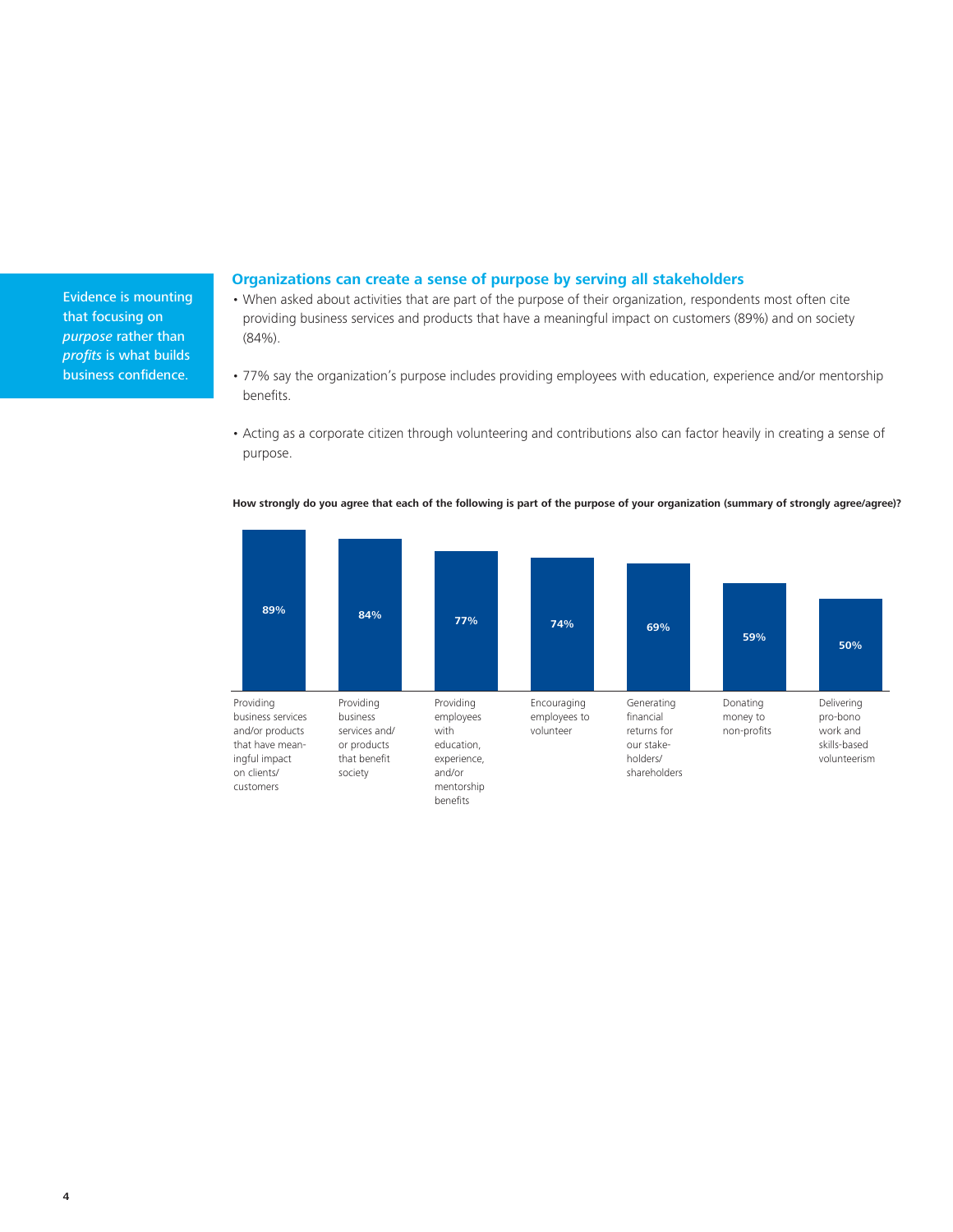Evidence is mounting that focusing on *purpose* rather than *profits* is what builds business confidence.

## Organizations can create a sense of purpose by serving all stakeholders

- When asked about activities that are part of the purpose of their organization, respondents most often cite providing business services and products that have a meaningful impact on customers (89%) and on society (84%).
- 77% say the organization's purpose includes providing employees with education, experience and/or mentorship benefits.
- Acting as a corporate citizen through volunteering and contributions also can factor heavily in creating a sense of purpose.

**How strongly do you agree that each of the following is part of the purpose of your organization (summary of strongly agree/agree)?**

| Activity | Percentage |
|---|---|
| Providing business services and/or products that have meaningful impact on clients/customers | 89% |
| Providing business services and/or products that benefit society | 84% |
| Providing employees with education, experience, and/or mentorship benefits | 77% |
| Encouraging employees to volunteer | 74% |
| Generating financial returns for our stakeholders/shareholders | 69% |
| Donating money to non-profits | 59% |
| Delivering pro-bono work and skills-based volunteerism | 50% |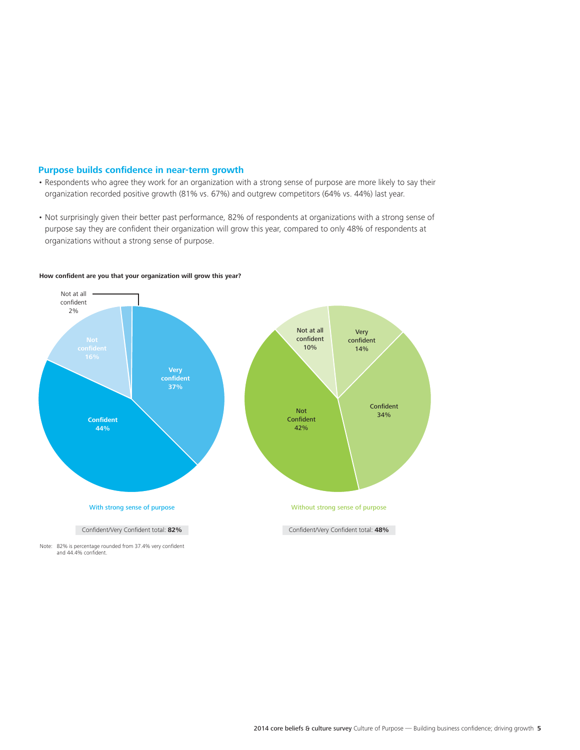## Purpose builds confidence in near-term growth

- Respondents who agree they work for an organization with a strong sense of purpose are more likely to say their organization recorded positive growth (81% vs. 67%) and outgrew competitors (64% vs. 44%) last year.
- Not surprisingly given their better past performance, 82% of respondents at organizations with a strong sense of purpose say they are confident their organization will grow this year, compared to only 48% of respondents at organizations without a strong sense of purpose.

**How confident are you that your organization will grow this year?**

| | With strong sense of purpose | Without strong sense of purpose |
|---|---|---|
| Very confident | 37% | 14% |
| Confident | 44% | 34% |
| Not confident | 16% | 42% |
| Not at all confident | 2% | 10% |
| Confident/Very Confident total | **82%** | **48%** |

Note: 82% is percentage rounded from 37.4% very confident and 44.4% confident.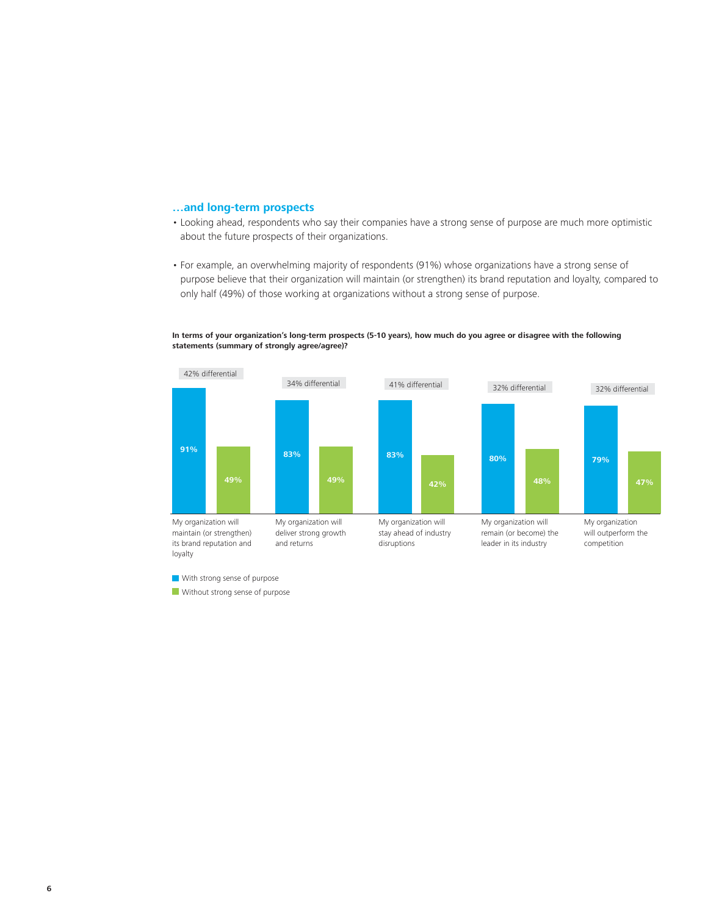### …and long-term prospects

- Looking ahead, respondents who say their companies have a strong sense of purpose are much more optimistic about the future prospects of their organizations.
- For example, an overwhelming majority of respondents (91%) whose organizations have a strong sense of purpose believe that their organization will maintain (or strengthen) its brand reputation and loyalty, compared to only half (49%) of those working at organizations without a strong sense of purpose.

**In terms of your organization's long-term prospects (5-10 years), how much do you agree or disagree with the following statements (summary of strongly agree/agree)?**

| Statement | With strong sense of purpose | Without strong sense of purpose | Differential |
|---|---|---|---|
| My organization will maintain (or strengthen) its brand reputation and loyalty | 91% | 49% | 42% differential |
| My organization will deliver strong growth and returns | 83% | 49% | 34% differential |
| My organization will stay ahead of industry disruptions | 83% | 42% | 41% differential |
| My organization will remain (or become) the leader in its industry | 80% | 48% | 32% differential |
| My organization will outperform the competition | 79% | 47% | 32% differential |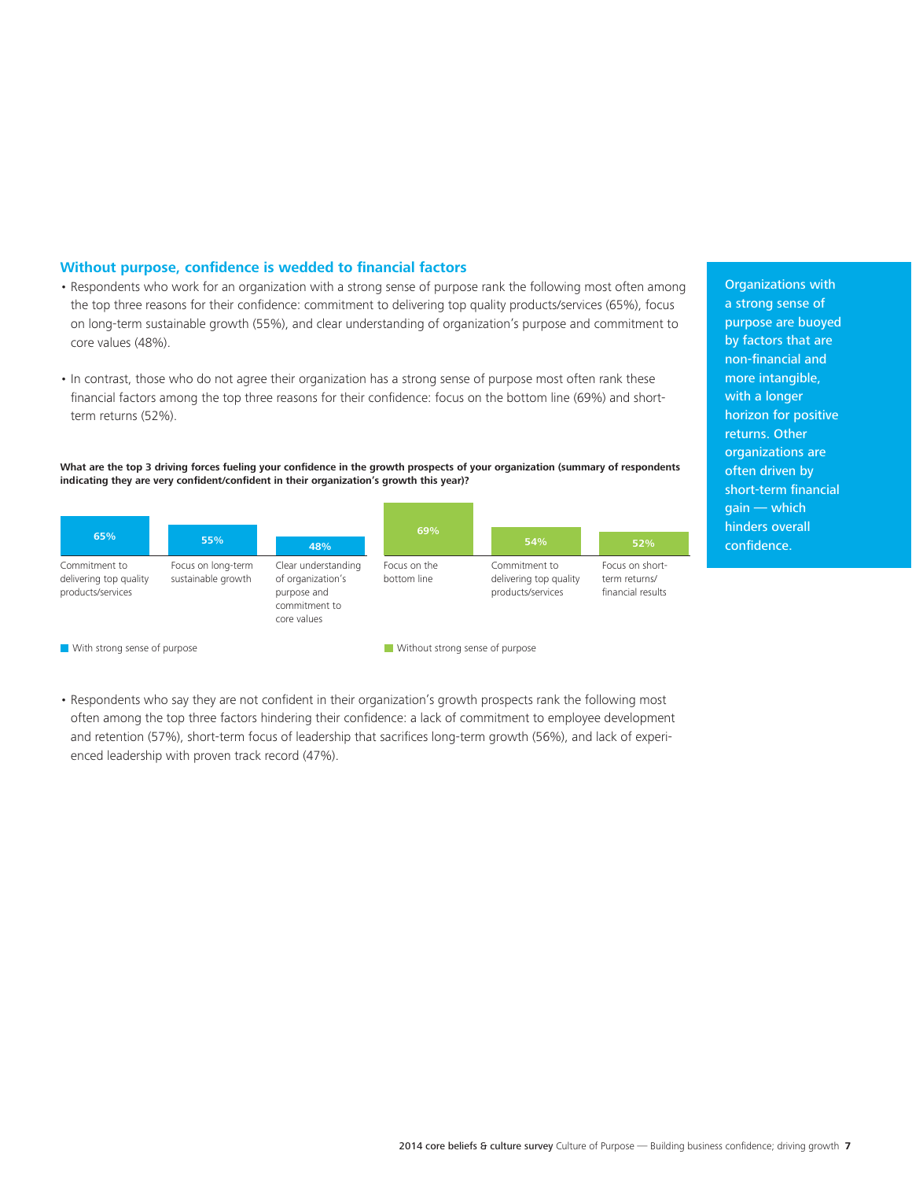## Without purpose, confidence is wedded to financial factors

- Respondents who work for an organization with a strong sense of purpose rank the following most often among the top three reasons for their confidence: commitment to delivering top quality products/services (65%), focus on long-term sustainable growth (55%), and clear understanding of organization's purpose and commitment to core values (48%).

- In contrast, those who do not agree their organization has a strong sense of purpose most often rank these financial factors among the top three reasons for their confidence: focus on the bottom line (69%) and short-term returns (52%).

**What are the top 3 driving forces fueling your confidence in the growth prospects of your organization (summary of respondents indicating they are very confident/confident in their organization's growth this year)?**

| With strong sense of purpose | |
|---|---|
| Commitment to delivering top quality products/services | 65% |
| Focus on long-term sustainable growth | 55% |
| Clear understanding of organization's purpose and commitment to core values | 48% |

| Without strong sense of purpose | |
|---|---|
| Focus on the bottom line | 69% |
| Commitment to delivering top quality products/services | 54% |
| Focus on short-term returns/financial results | 52% |

- Respondents who say they are not confident in their organization's growth prospects rank the following most often among the top three factors hindering their confidence: a lack of commitment to employee development and retention (57%), short-term focus of leadership that sacrifices long-term growth (56%), and lack of experienced leadership with proven track record (47%).

Organizations with a strong sense of purpose are buoyed by factors that are non-financial and more intangible, with a longer horizon for positive returns. Other organizations are often driven by short-term financial gain — which hinders overall confidence.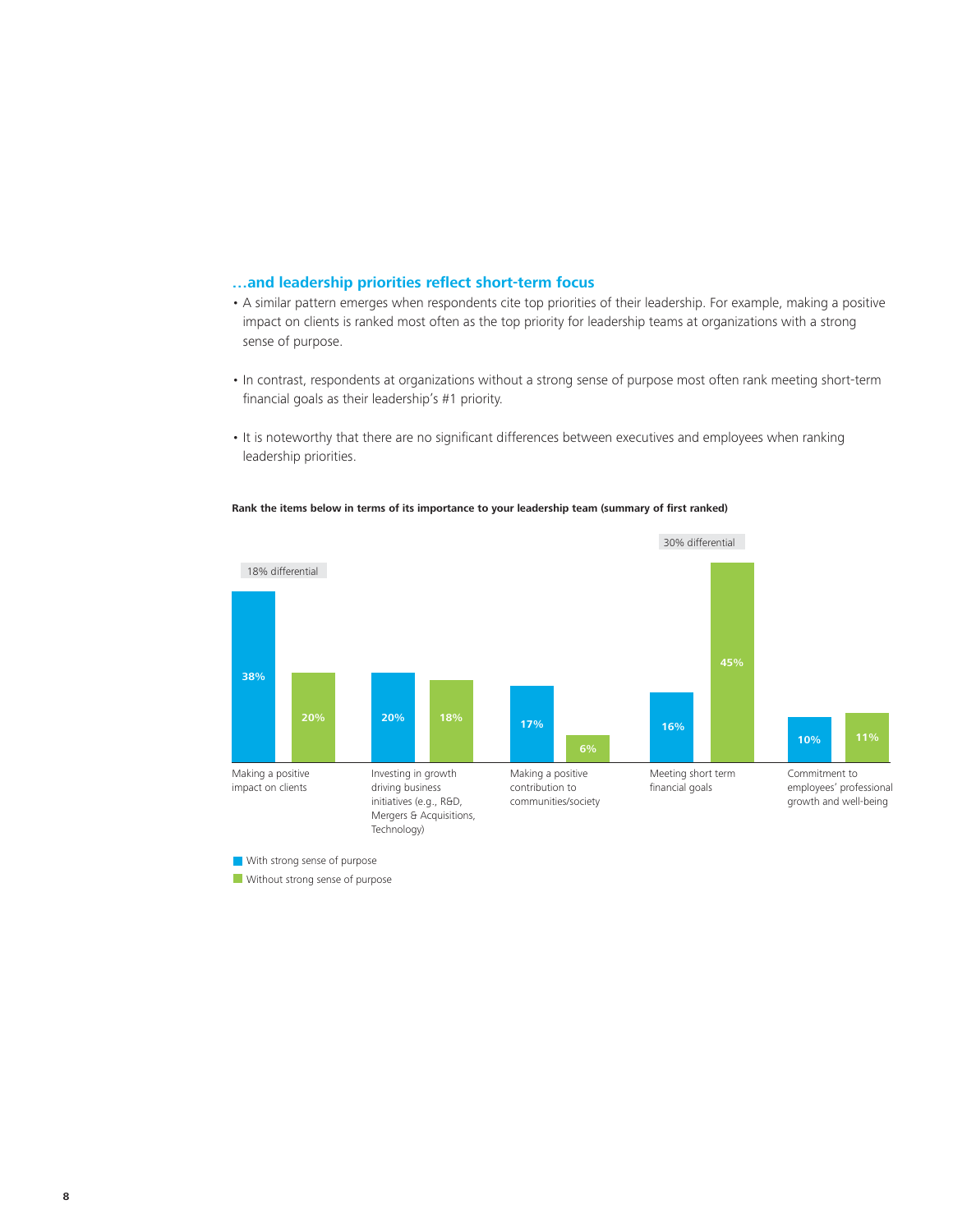### …and leadership priorities reflect short-term focus

- A similar pattern emerges when respondents cite top priorities of their leadership. For example, making a positive impact on clients is ranked most often as the top priority for leadership teams at organizations with a strong sense of purpose.
- In contrast, respondents at organizations without a strong sense of purpose most often rank meeting short-term financial goals as their leadership's #1 priority.
- It is noteworthy that there are no significant differences between executives and employees when ranking leadership priorities.

**Rank the items below in terms of its importance to your leadership team (summary of first ranked)**

| | With strong sense of purpose | Without strong sense of purpose |
|---|---|---|
| Making a positive impact on clients (18% differential) | 38% | 20% |
| Investing in growth driving business initiatives (e.g., R&D, Mergers & Acquisitions, Technology) | 20% | 18% |
| Making a positive contribution to communities/society | 17% | 6% |
| Meeting short term financial goals (30% differential) | 16% | 45% |
| Commitment to employees' professional growth and well-being | 10% | 11% |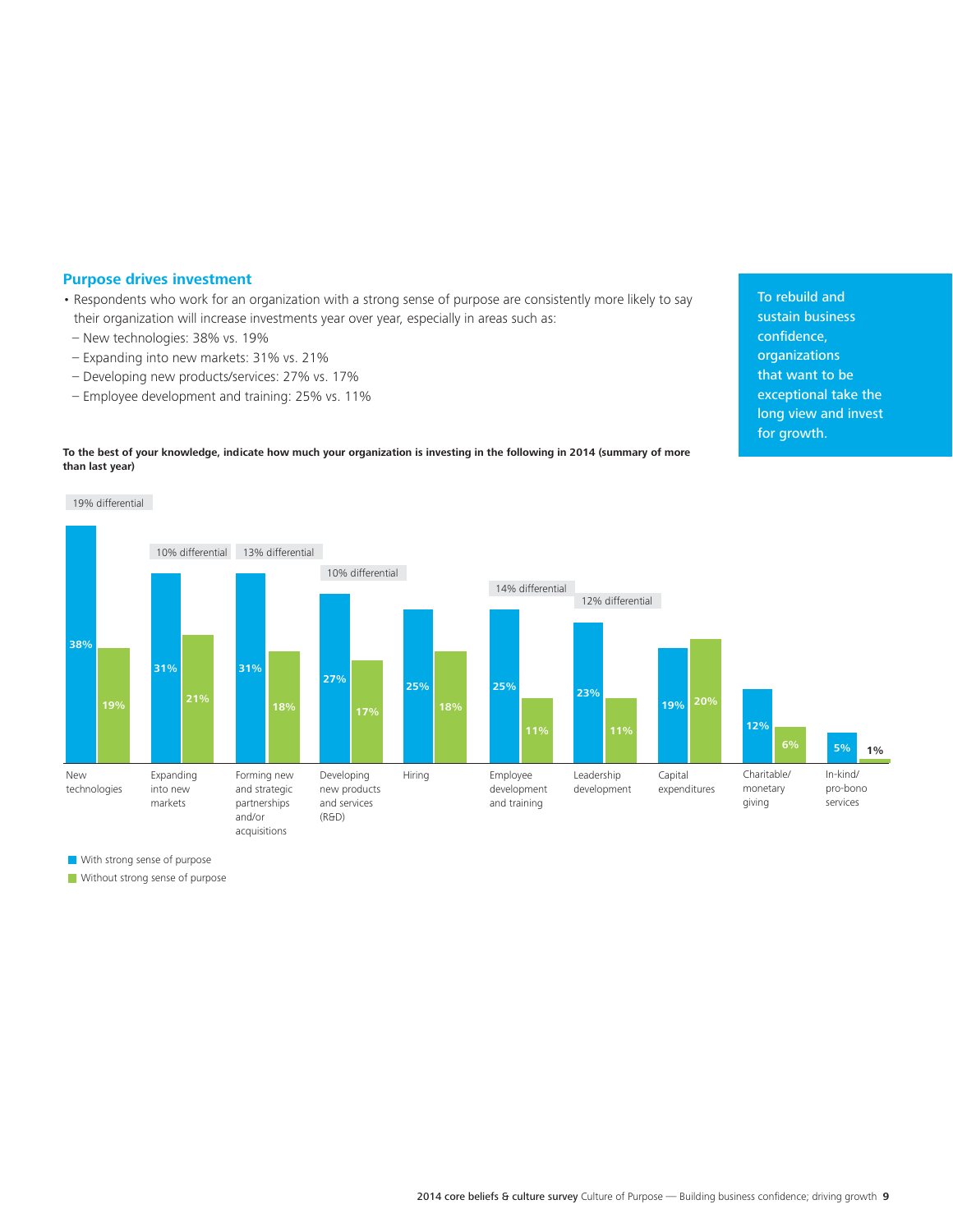## Purpose drives investment

- Respondents who work for an organization with a strong sense of purpose are consistently more likely to say their organization will increase investments year over year, especially in areas such as:
  - New technologies: 38% vs. 19%
  - Expanding into new markets: 31% vs. 21%
  - Developing new products/services: 27% vs. 17%
  - Employee development and training: 25% vs. 11%

To rebuild and sustain business confidence, organizations that want to be exceptional take the long view and invest for growth.

**To the best of your knowledge, indicate how much your organization is investing in the following in 2014 (summary of more than last year)**

| Area | With strong sense of purpose | Without strong sense of purpose | Differential |
|---|---|---|---|
| New technologies | 38% | 19% | 19% differential |
| Expanding into new markets | 31% | 21% | 10% differential |
| Forming new and strategic partnerships and/or acquisitions | 31% | 18% | 13% differential |
| Developing new products and services (R&D) | 27% | 17% | 10% differential |
| Hiring | 25% | 18% | |
| Employee development and training | 25% | 11% | 14% differential |
| Leadership development | 23% | 11% | 12% differential |
| Capital expenditures | 19% | 20% | |
| Charitable/monetary giving | 12% | 6% | |
| In-kind/pro-bono services | 5% | 1% | |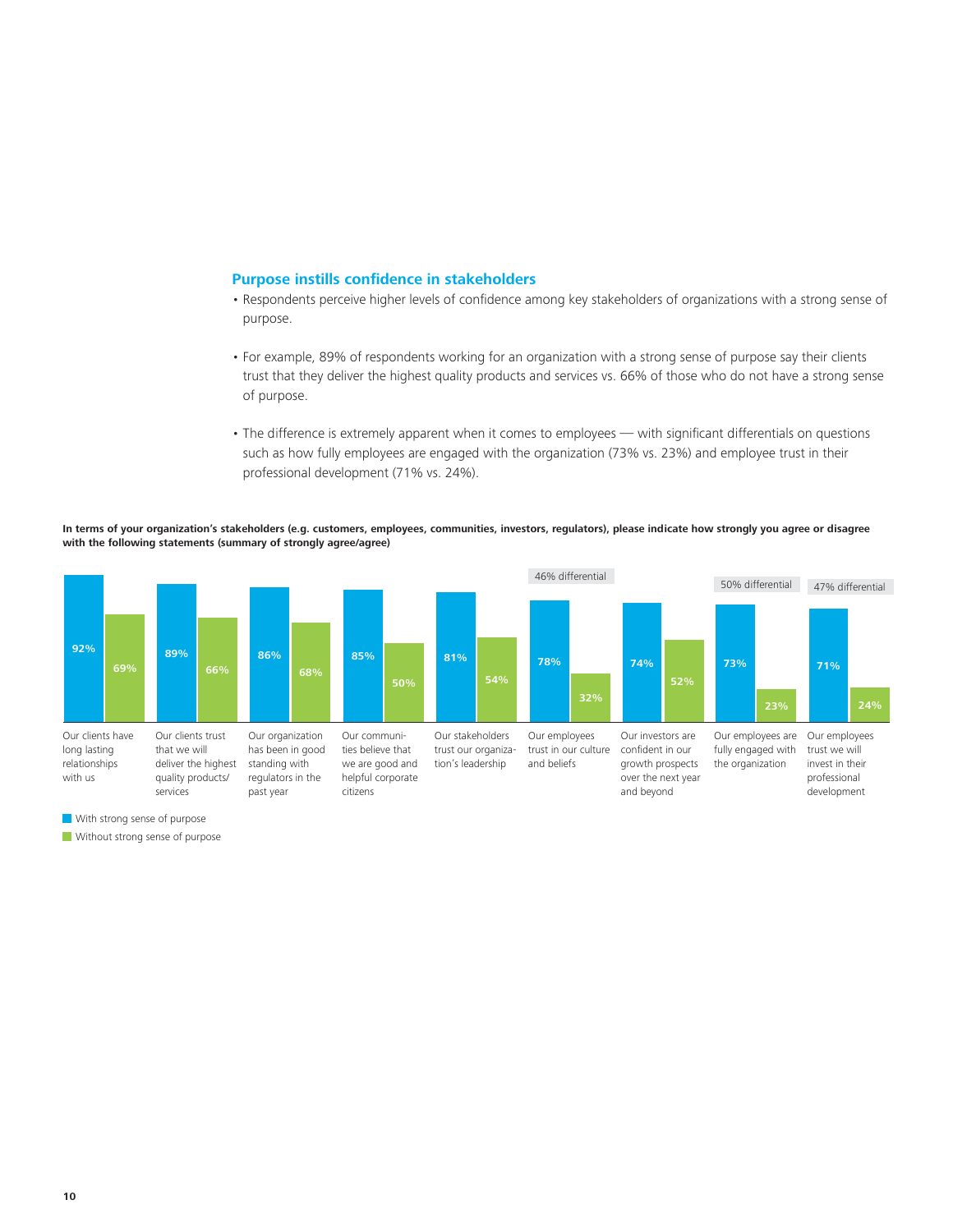## Purpose instills confidence in stakeholders

- Respondents perceive higher levels of confidence among key stakeholders of organizations with a strong sense of purpose.
- For example, 89% of respondents working for an organization with a strong sense of purpose say their clients trust that they deliver the highest quality products and services vs. 66% of those who do not have a strong sense of purpose.
- The difference is extremely apparent when it comes to employees — with significant differentials on questions such as how fully employees are engaged with the organization (73% vs. 23%) and employee trust in their professional development (71% vs. 24%).

**In terms of your organization's stakeholders (e.g. customers, employees, communities, investors, regulators), please indicate how strongly you agree or disagree with the following statements (summary of strongly agree/agree)**

| Statement | With strong sense of purpose | Without strong sense of purpose | Differential |
|---|---|---|---|
| Our clients have long lasting relationships with us | 92% | 69% | |
| Our clients trust that we will deliver the highest quality products/services | 89% | 66% | |
| Our organization has been in good standing with regulators in the past year | 86% | 68% | |
| Our communities believe that we are good and helpful corporate citizens | 85% | 50% | |
| Our stakeholders trust our organization's leadership | 81% | 54% | |
| Our employees trust in our culture and beliefs | 78% | 32% | 46% differential |
| Our investors are confident in our growth prospects over the next year and beyond | 74% | 52% | |
| Our employees are fully engaged with the organization | 73% | 23% | 50% differential |
| Our employees trust we will invest in their professional development | 71% | 24% | 47% differential |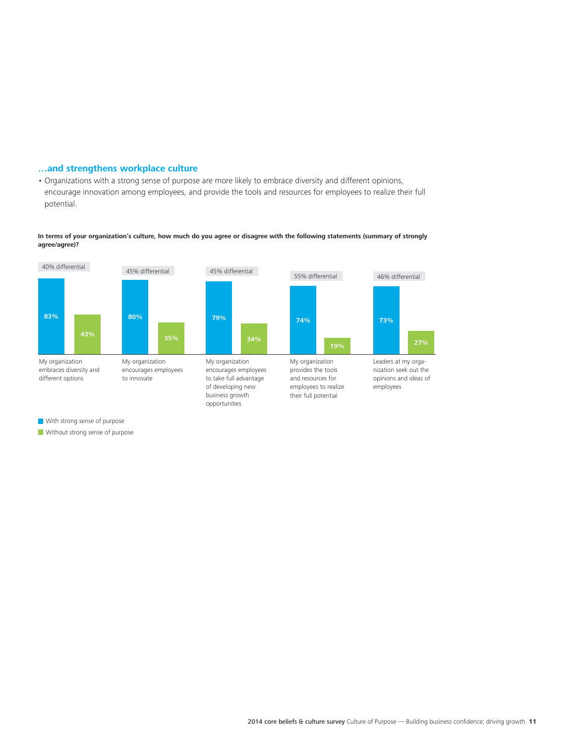## …and strengthens workplace culture

- Organizations with a strong sense of purpose are more likely to embrace diversity and different opinions, encourage innovation among employees, and provide the tools and resources for employees to realize their full potential.

**In terms of your organization's culture, how much do you agree or disagree with the following statements (summary of strongly agree/agree)?**

| Statement | With strong sense of purpose | Without strong sense of purpose | Differential |
|---|---|---|---|
| My organization embraces diversity and different options | 83% | 43% | 40% differential |
| My organization encourages employees to innovate | 80% | 35% | 45% differential |
| My organization encourages employees to take full advantage of developing new business growth opportunities | 79% | 34% | 45% differential |
| My organization provides the tools and resources for employees to realize their full potential | 74% | 19% | 55% differential |
| Leaders at my organization seek out the opinions and ideas of employees | 73% | 27% | 46% differential |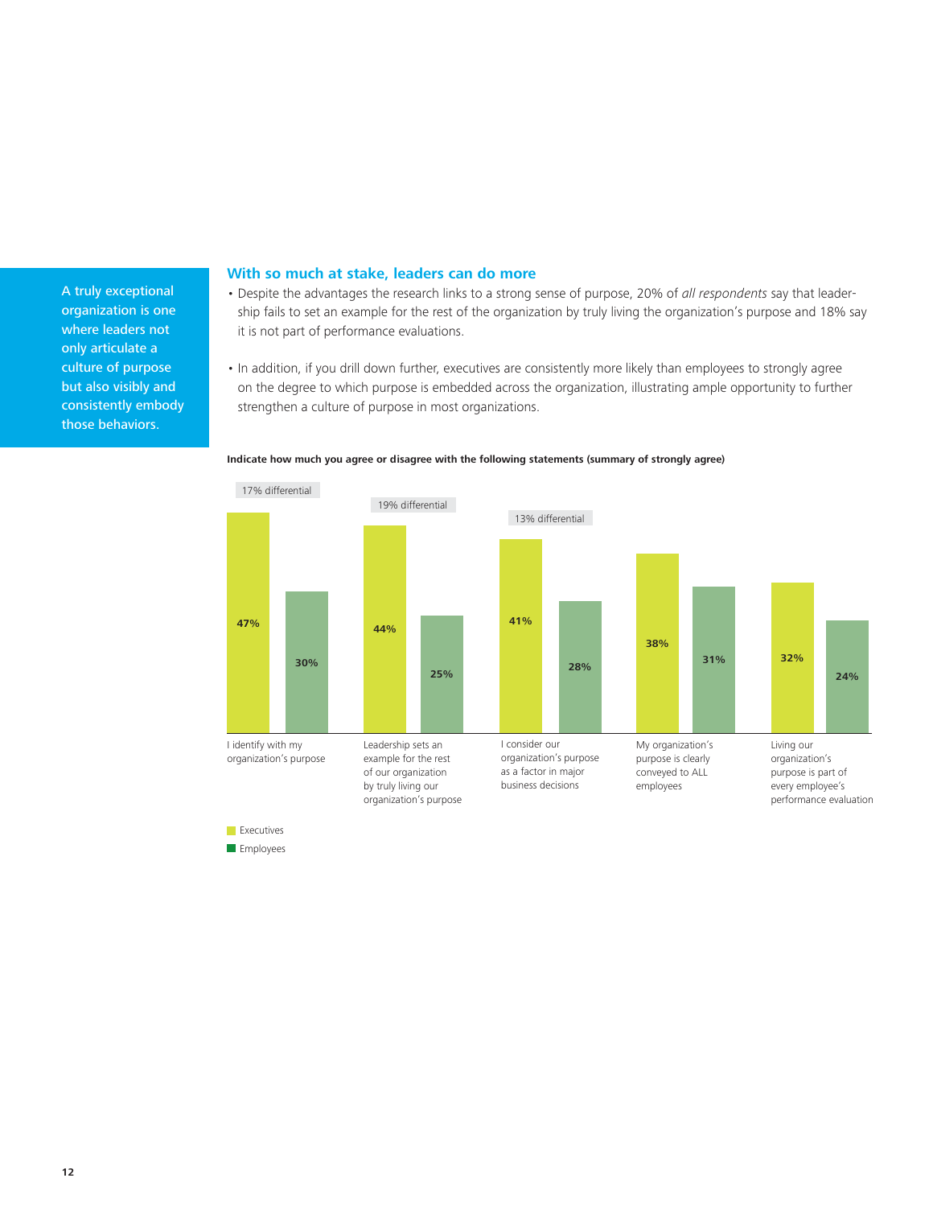A truly exceptional organization is one where leaders not only articulate a culture of purpose but also visibly and consistently embody those behaviors.

## With so much at stake, leaders can do more

- Despite the advantages the research links to a strong sense of purpose, 20% of *all respondents* say that leadership fails to set an example for the rest of the organization by truly living the organization's purpose and 18% say it is not part of performance evaluations.
- In addition, if you drill down further, executives are consistently more likely than employees to strongly agree on the degree to which purpose is embedded across the organization, illustrating ample opportunity to further strengthen a culture of purpose in most organizations.

**Indicate how much you agree or disagree with the following statements (summary of strongly agree)**

| Statement | Executives | Employees | Differential |
|---|---|---|---|
| I identify with my organization's purpose | 47% | 30% | 17% differential |
| Leadership sets an example for the rest of our organization by truly living our organization's purpose | 44% | 25% | 19% differential |
| I consider our organization's purpose as a factor in major business decisions | 41% | 28% | 13% differential |
| My organization's purpose is clearly conveyed to ALL employees | 38% | 31% | |
| Living our organization's purpose is part of every employee's performance evaluation | 32% | 24% | |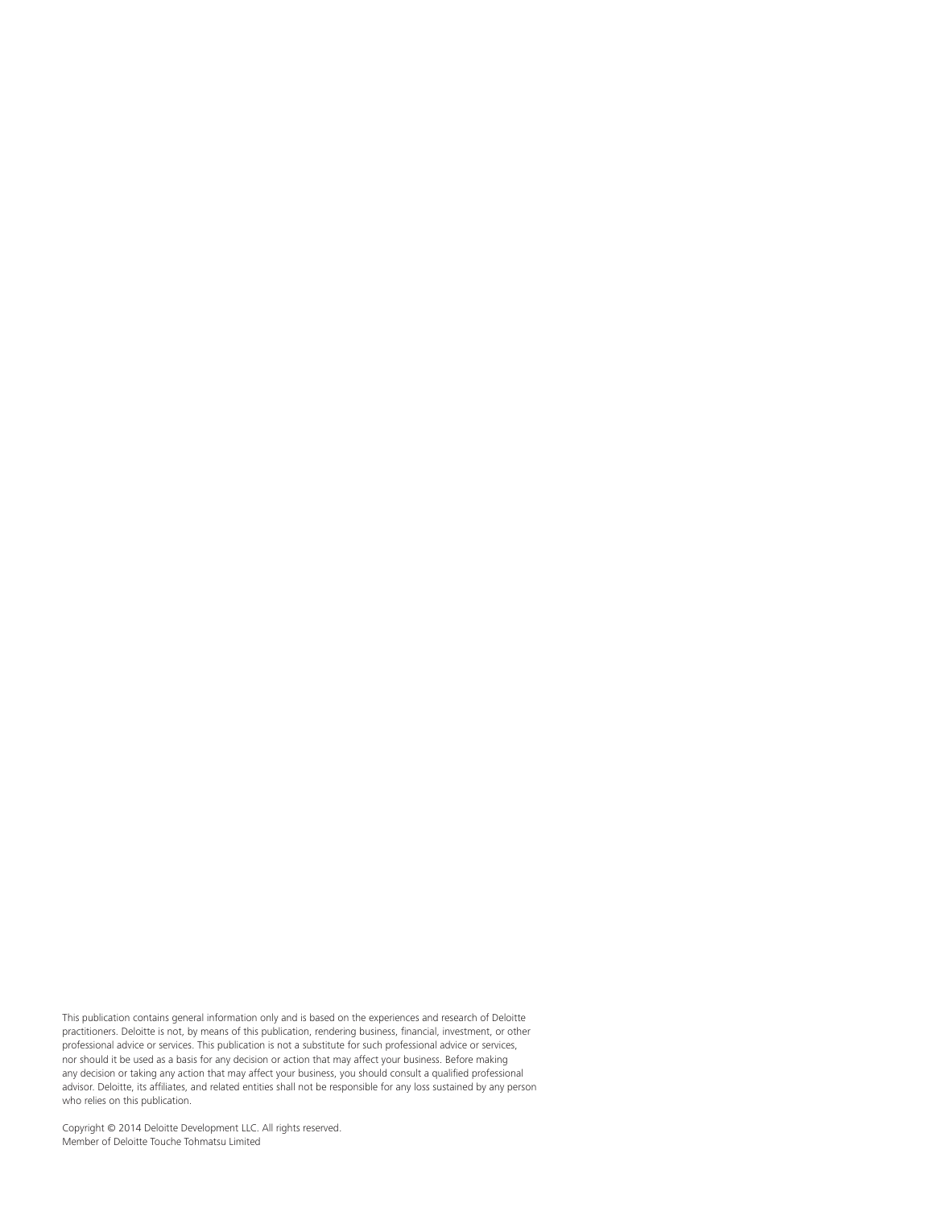This publication contains general information only and is based on the experiences and research of Deloitte practitioners. Deloitte is not, by means of this publication, rendering business, financial, investment, or other professional advice or services. This publication is not a substitute for such professional advice or services, nor should it be used as a basis for any decision or action that may affect your business. Before making any decision or taking any action that may affect your business, you should consult a qualified professional advisor. Deloitte, its affiliates, and related entities shall not be responsible for any loss sustained by any person who relies on this publication.

Copyright © 2014 Deloitte Development LLC. All rights reserved.
Member of Deloitte Touche Tohmatsu Limited